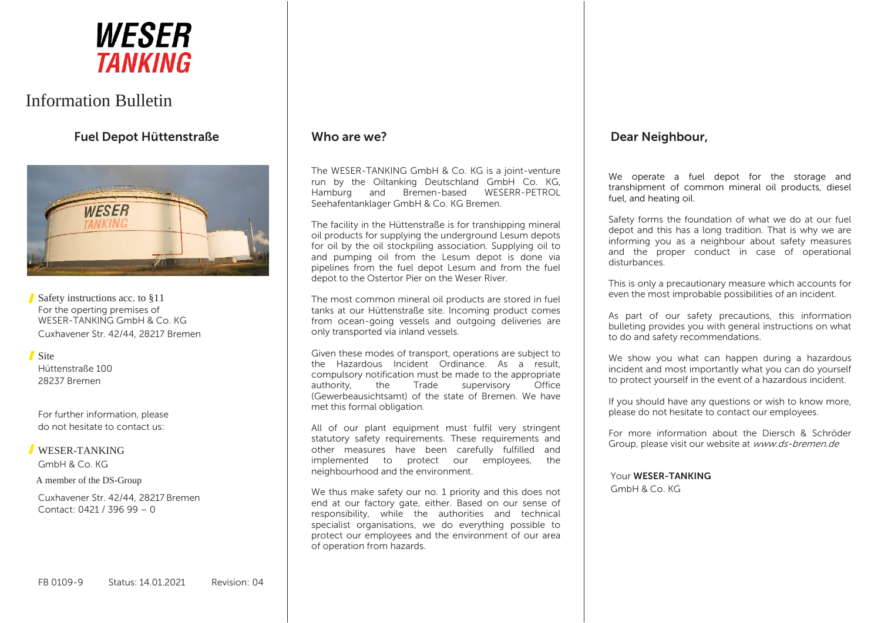# WESER TANKING

# Information Bulletin

## Fuel Depot Hüttenstraße

Safety instructions acc. to §11
For the operting premises of
WESER-TANKING GmbH & Co. KG
Cuxhavener Str. 42/44, 28217 Bremen

Site
Hüttenstraße 100
28237 Bremen

For further information, please do not hesitate to contact us:

WESER-TANKING
GmbH & Co. KG
A member of the DS-Group
Cuxhavener Str. 42/44, 28217 Bremen
Contact: 0421 / 396 99 – 0

FB 0109-9 Status: 14.01.2021 Revision: 04

## Who are we?

The WESER-TANKING GmbH & Co. KG is a joint-venture run by the Oiltanking Deutschland GmbH Co. KG, Hamburg and Bremen-based WESERR-PETROL Seehafentanklager GmbH & Co. KG Bremen.

The facility in the Hüttenstraße is for transhipping mineral oil products for supplying the underground Lesum depots for oil by the oil stockpiling association. Supplying oil to and pumping oil from the Lesum depot is done via pipelines from the fuel depot Lesum and from the fuel depot to the Ostertor Pier on the Weser River.

The most common mineral oil products are stored in fuel tanks at our Hüttenstraße site. Incoming product comes from ocean-going vessels and outgoing deliveries are only transported via inland vessels.

Given these modes of transport, operations are subject to the Hazardous Incident Ordinance. As a result, compulsory notification must be made to the appropriate authority, the Trade supervisory Office (Gewerbeausichtsamt) of the state of Bremen. We have met this formal obligation.

All of our plant equipment must fulfil very stringent statutory safety requirements. These requirements and other measures have been carefully fulfilled and implemented to protect our employees, the neighbourhood and the environment.

We thus make safety our no. 1 priority and this does not end at our factory gate, either. Based on our sense of responsibility, while the authorities and technical specialist organisations, we do everything possible to protect our employees and the environment of our area of operation from hazards.

## Dear Neighbour,

We operate a fuel depot for the storage and transhipment of common mineral oil products, diesel fuel, and heating oil.

Safety forms the foundation of what we do at our fuel depot and this has a long tradition. That is why we are informing you as a neighbour about safety measures and the proper conduct in case of operational disturbances.

This is only a precautionary measure which accounts for even the most improbable possibilities of an incident.

As part of our safety precautions, this information bulleting provides you with general instructions on what to do and safety recommendations.

We show you what can happen during a hazardous incident and most importantly what you can do yourself to protect yourself in the event of a hazardous incident.

If you should have any questions or wish to know more, please do not hesitate to contact our employees.

For more information about the Diersch & Schröder Group, please visit our website at *www.ds-bremen.de*

Your **WESER-TANKING**
GmbH & Co. KG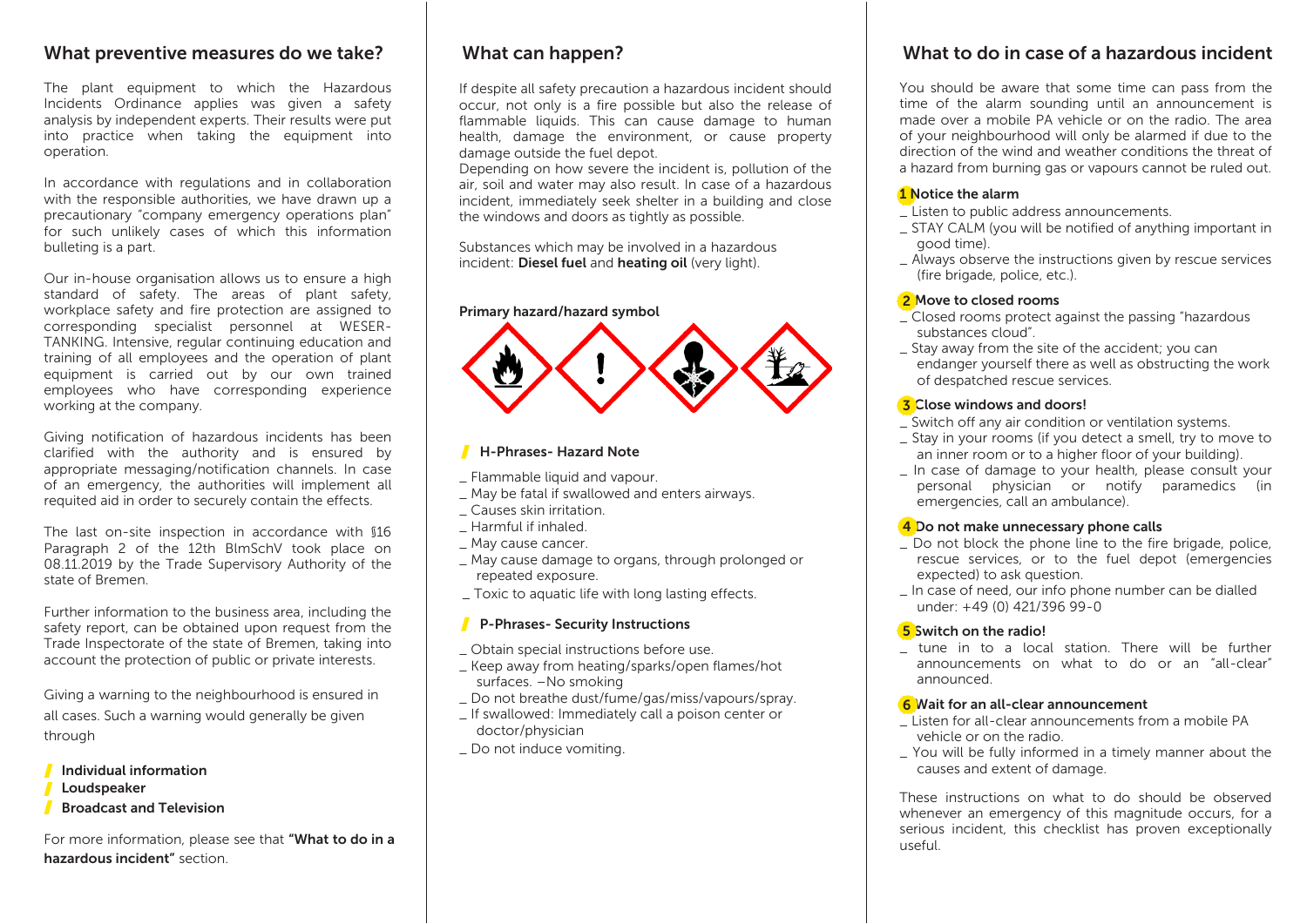## What preventive measures do we take?

The plant equipment to which the Hazardous Incidents Ordinance applies was given a safety analysis by independent experts. Their results were put into practice when taking the equipment into operation.

In accordance with regulations and in collaboration with the responsible authorities, we have drawn up a precautionary "company emergency operations plan" for such unlikely cases of which this information bulleting is a part.

Our in-house organisation allows us to ensure a high standard of safety. The areas of plant safety, workplace safety and fire protection are assigned to corresponding specialist personnel at WESER-TANKING. Intensive, regular continuing education and training of all employees and the operation of plant equipment is carried out by our own trained employees who have corresponding experience working at the company.

Giving notification of hazardous incidents has been clarified with the authority and is ensured by appropriate messaging/notification channels. In case of an emergency, the authorities will implement all requited aid in order to securely contain the effects.

The last on-site inspection in accordance with §16 Paragraph 2 of the 12th BImSchV took place on 08.11.2019 by the Trade Supervisory Authority of the state of Bremen.

Further information to the business area, including the safety report, can be obtained upon request from the Trade Inspectorate of the state of Bremen, taking into account the protection of public or private interests.

Giving a warning to the neighbourhood is ensured in all cases. Such a warning would generally be given through

- **Individual information**
- **Loudspeaker**
- **Broadcast and Television**

For more information, please see that **"What to do in a hazardous incident"** section.

## What can happen?

If despite all safety precaution a hazardous incident should occur, not only is a fire possible but also the release of flammable liquids. This can cause damage to human health, damage the environment, or cause property damage outside the fuel depot.
Depending on how severe the incident is, pollution of the air, soil and water may also result. In case of a hazardous incident, immediately seek shelter in a building and close the windows and doors as tightly as possible.

Substances which may be involved in a hazardous incident: **Diesel fuel** and **heating oil** (very light).

**Primary hazard/hazard symbol**

### H-Phrases- Hazard Note

_ Flammable liquid and vapour.
_ May be fatal if swallowed and enters airways.
_ Causes skin irritation.
_ Harmful if inhaled.
_ May cause cancer.
_ May cause damage to organs, through prolonged or repeated exposure.
_ Toxic to aquatic life with long lasting effects.

### P-Phrases- Security Instructions

_ Obtain special instructions before use.
_ Keep away from heating/sparks/open flames/hot surfaces. –No smoking
_ Do not breathe dust/fume/gas/miss/vapours/spray.
_ If swallowed: Immediately call a poison center or doctor/physician
_ Do not induce vomiting.

## What to do in case of a hazardous incident

You should be aware that some time can pass from the time of the alarm sounding until an announcement is made over a mobile PA vehicle or on the radio. The area of your neighbourhood will only be alarmed if due to the direction of the wind and weather conditions the threat of a hazard from burning gas or vapours cannot be ruled out.

**1 Notice the alarm**

_ Listen to public address announcements.
_ STAY CALM (you will be notified of anything important in good time).
_ Always observe the instructions given by rescue services (fire brigade, police, etc.).

**2 Move to closed rooms**

_ Closed rooms protect against the passing "hazardous substances cloud".
_ Stay away from the site of the accident; you can endanger yourself there as well as obstructing the work of despatched rescue services.

**3 Close windows and doors!**

_ Switch off any air condition or ventilation systems.
_ Stay in your rooms (if you detect a smell, try to move to an inner room or to a higher floor of your building).
_ In case of damage to your health, please consult your personal physician or notify paramedics (in emergencies, call an ambulance).

**4 Do not make unnecessary phone calls**

_ Do not block the phone line to the fire brigade, police, rescue services, or to the fuel depot (emergencies expected) to ask question.
_ In case of need, our info phone number can be dialled under: +49 (0) 421/396 99-0

**5 Switch on the radio!**

_ tune in to a local station. There will be further announcements on what to do or an "all-clear" announced.

**6 Wait for an all-clear announcement**

_ Listen for all-clear announcements from a mobile PA vehicle or on the radio.
_ You will be fully informed in a timely manner about the causes and extent of damage.

These instructions on what to do should be observed whenever an emergency of this magnitude occurs, for a serious incident, this checklist has proven exceptionally useful.